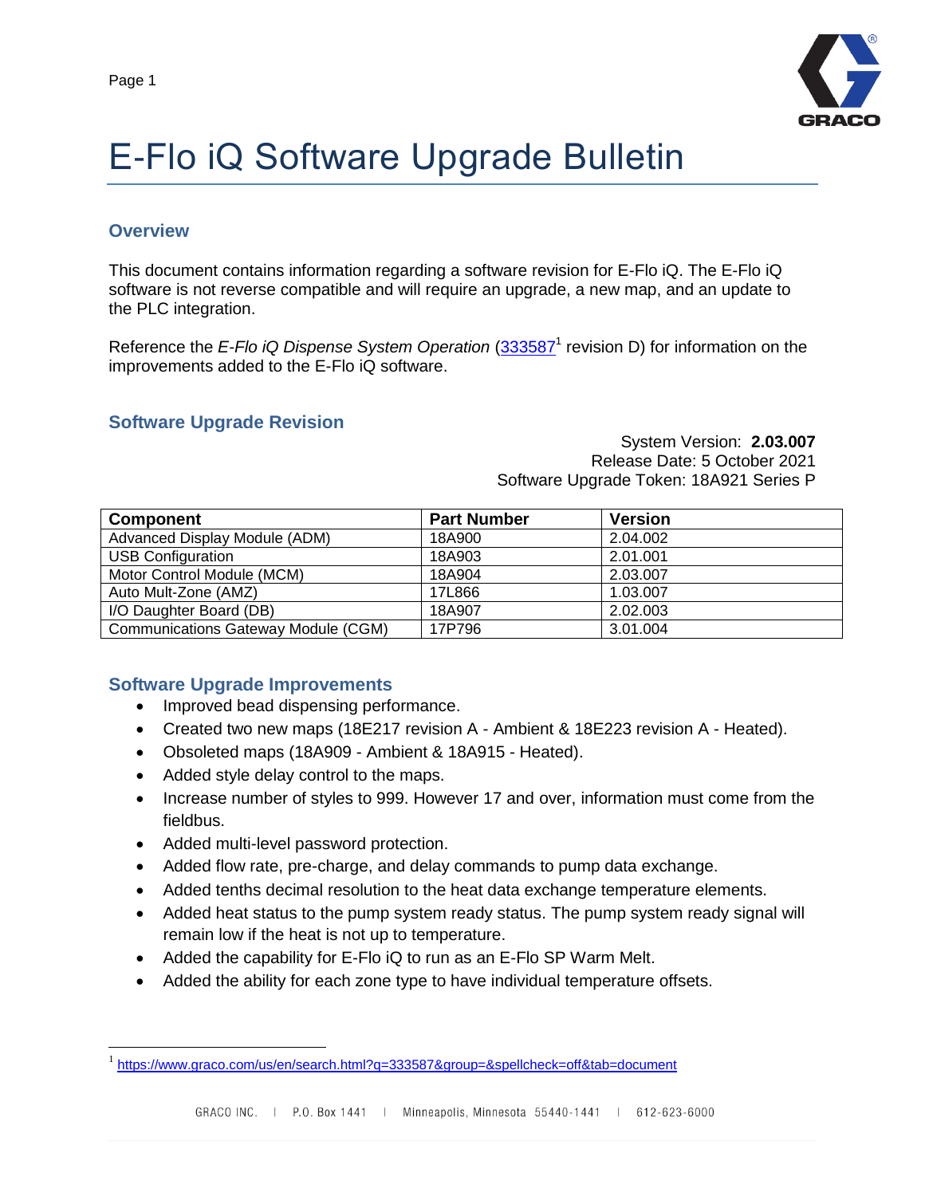# E-Flo iQ Software Upgrade Bulletin

## Overview

This document contains information regarding a software revision for E-Flo iQ. The E-Flo iQ software is not reverse compatible and will require an upgrade, a new map, and an update to the PLC integration.

Reference the *E-Flo iQ Dispense System Operation* ([333587](https://www.graco.com/us/en/search.html?q=333587&group=&spellcheck=off&tab=document)[1] revision D) for information on the improvements added to the E-Flo iQ software.

## Software Upgrade Revision

System Version: **2.03.007**
Release Date: 5 October 2021
Software Upgrade Token: 18A921 Series P

| Component | Part Number | Version |
|---|---|---|
| Advanced Display Module (ADM) | 18A900 | 2.04.002 |
| USB Configuration | 18A903 | 2.01.001 |
| Motor Control Module (MCM) | 18A904 | 2.03.007 |
| Auto Mult-Zone (AMZ) | 17L866 | 1.03.007 |
| I/O Daughter Board (DB) | 18A907 | 2.02.003 |
| Communications Gateway Module (CGM) | 17P796 | 3.01.004 |

## Software Upgrade Improvements

- Improved bead dispensing performance.
- Created two new maps (18E217 revision A - Ambient & 18E223 revision A - Heated).
- Obsoleted maps (18A909 - Ambient & 18A915 - Heated).
- Added style delay control to the maps.
- Increase number of styles to 999. However 17 and over, information must come from the fieldbus.
- Added multi-level password protection.
- Added flow rate, pre-charge, and delay commands to pump data exchange.
- Added tenths decimal resolution to the heat data exchange temperature elements.
- Added heat status to the pump system ready status. The pump system ready signal will remain low if the heat is not up to temperature.
- Added the capability for E-Flo iQ to run as an E-Flo SP Warm Melt.
- Added the ability for each zone type to have individual temperature offsets.

---

[1] https://www.graco.com/us/en/search.html?q=333587&group=&spellcheck=off&tab=document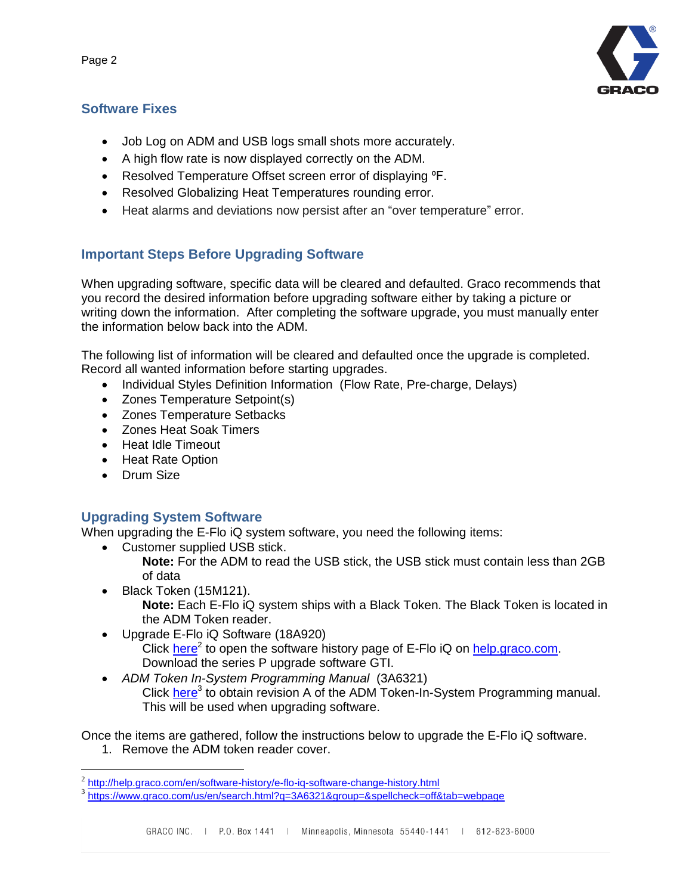## Software Fixes

- Job Log on ADM and USB logs small shots more accurately.
- A high flow rate is now displayed correctly on the ADM.
- Resolved Temperature Offset screen error of displaying ºF.
- Resolved Globalizing Heat Temperatures rounding error.
- Heat alarms and deviations now persist after an "over temperature" error.

## Important Steps Before Upgrading Software

When upgrading software, specific data will be cleared and defaulted. Graco recommends that you record the desired information before upgrading software either by taking a picture or writing down the information. After completing the software upgrade, you must manually enter the information below back into the ADM.

The following list of information will be cleared and defaulted once the upgrade is completed. Record all wanted information before starting upgrades.

- Individual Styles Definition Information (Flow Rate, Pre-charge, Delays)
- Zones Temperature Setpoint(s)
- Zones Temperature Setbacks
- Zones Heat Soak Timers
- Heat Idle Timeout
- Heat Rate Option
- Drum Size

## Upgrading System Software

When upgrading the E-Flo iQ system software, you need the following items:

- Customer supplied USB stick.
  **Note:** For the ADM to read the USB stick, the USB stick must contain less than 2GB of data
- Black Token (15M121).
  **Note:** Each E-Flo iQ system ships with a Black Token. The Black Token is located in the ADM Token reader.
- Upgrade E-Flo iQ Software (18A920)
  Click here[2] to open the software history page of E-Flo iQ on help.graco.com. Download the series P upgrade software GTI.
- *ADM Token In-System Programming Manual* (3A6321)
  Click here[3] to obtain revision A of the ADM Token-In-System Programming manual. This will be used when upgrading software.

Once the items are gathered, follow the instructions below to upgrade the E-Flo iQ software.

1. Remove the ADM token reader cover.

---

[2] http://help.graco.com/en/software-history/e-flo-iq-software-change-history.html

[3] https://www.graco.com/us/en/search.html?q=3A6321&group=&spellcheck=off&tab=webpage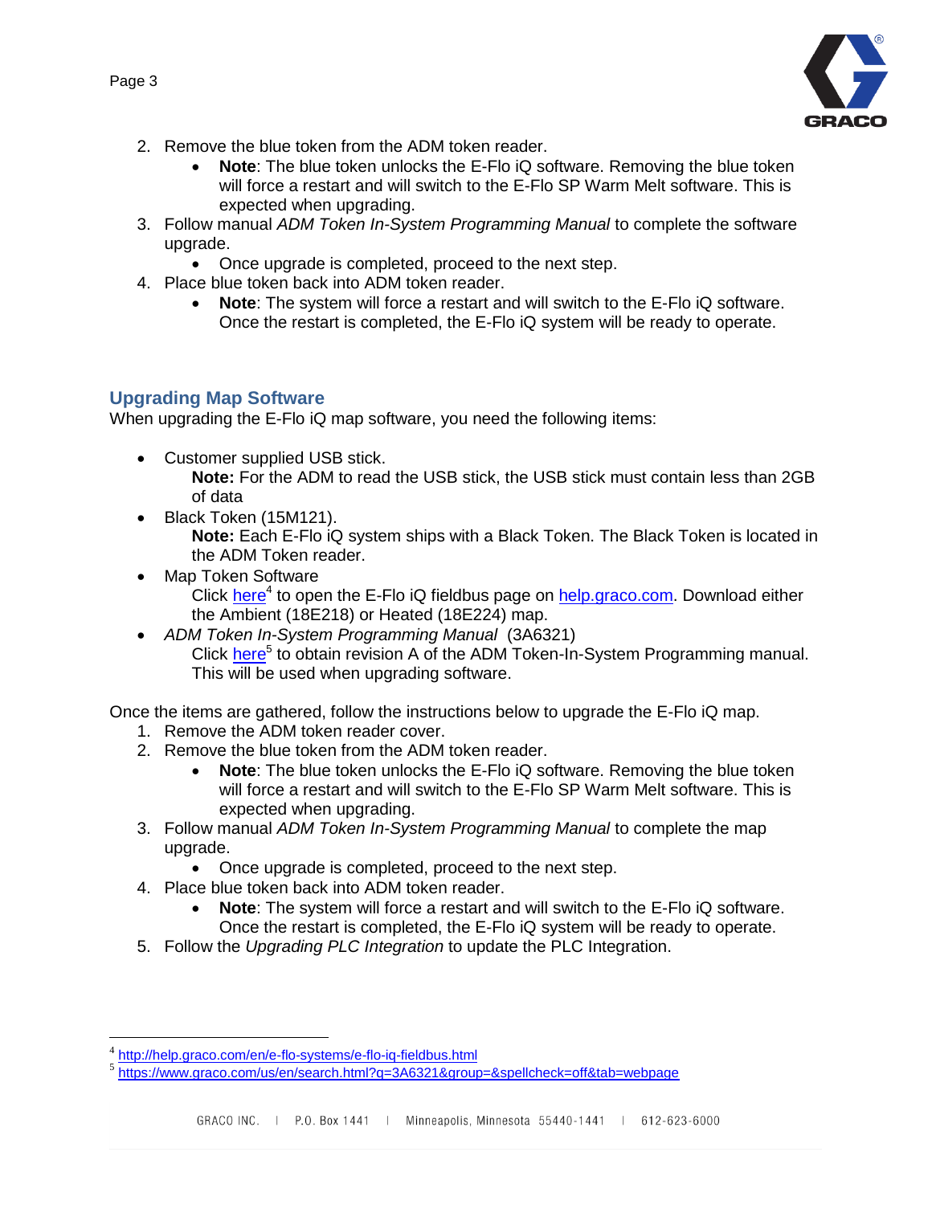2. Remove the blue token from the ADM token reader.
    - **Note**: The blue token unlocks the E-Flo iQ software. Removing the blue token will force a restart and will switch to the E-Flo SP Warm Melt software. This is expected when upgrading.
3. Follow manual *ADM Token In-System Programming Manual* to complete the software upgrade.
    - Once upgrade is completed, proceed to the next step.
4. Place blue token back into ADM token reader.
    - **Note**: The system will force a restart and will switch to the E-Flo iQ software. Once the restart is completed, the E-Flo iQ system will be ready to operate.

## Upgrading Map Software

When upgrading the E-Flo iQ map software, you need the following items:

- Customer supplied USB stick.
  **Note:** For the ADM to read the USB stick, the USB stick must contain less than 2GB of data
- Black Token (15M121).
  **Note:** Each E-Flo iQ system ships with a Black Token. The Black Token is located in the ADM Token reader.
- Map Token Software
  Click here[4] to open the E-Flo iQ fieldbus page on help.graco.com. Download either the Ambient (18E218) or Heated (18E224) map.
- *ADM Token In-System Programming Manual* (3A6321)
  Click here[5] to obtain revision A of the ADM Token-In-System Programming manual. This will be used when upgrading software.

Once the items are gathered, follow the instructions below to upgrade the E-Flo iQ map.

1. Remove the ADM token reader cover.
2. Remove the blue token from the ADM token reader.
    - **Note**: The blue token unlocks the E-Flo iQ software. Removing the blue token will force a restart and will switch to the E-Flo SP Warm Melt software. This is expected when upgrading.
3. Follow manual *ADM Token In-System Programming Manual* to complete the map upgrade.
    - Once upgrade is completed, proceed to the next step.
4. Place blue token back into ADM token reader.
    - **Note**: The system will force a restart and will switch to the E-Flo iQ software. Once the restart is completed, the E-Flo iQ system will be ready to operate.
5. Follow the *Upgrading PLC Integration* to update the PLC Integration.

---

[4] http://help.graco.com/en/e-flo-systems/e-flo-iq-fieldbus.html

[5] https://www.graco.com/us/en/search.html?q=3A6321&group=&spellcheck=off&tab=webpage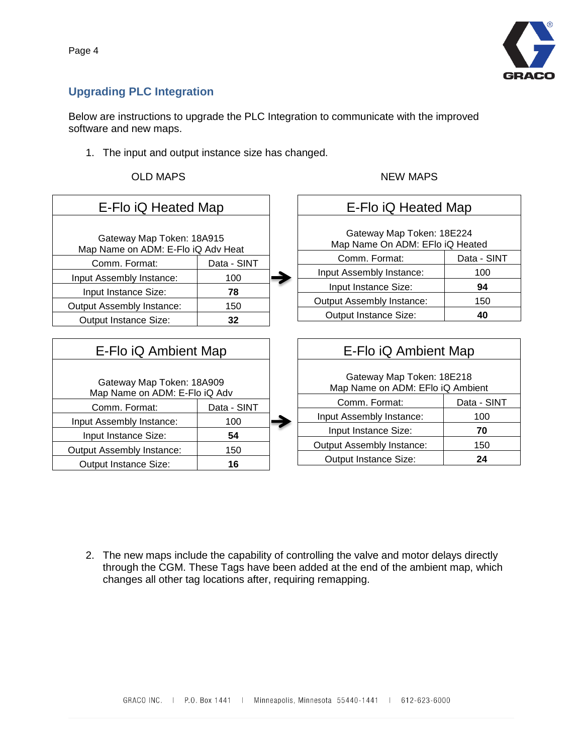## Upgrading PLC Integration

Below are instructions to upgrade the PLC Integration to communicate with the improved software and new maps.

1. The input and output instance size has changed.

OLD MAPS → NEW MAPS

**OLD MAPS**

| E-Flo iQ Heated Map | |
|---|---|
| Gateway Map Token: 18A915<br>Map Name on ADM: E-Flo iQ Adv Heat | |
| Comm. Format: | Data - SINT |
| Input Assembly Instance: | 100 |
| Input Instance Size: | **78** |
| Output Assembly Instance: | 150 |
| Output Instance Size: | **32** |

**NEW MAPS**

| E-Flo iQ Heated Map | |
|---|---|
| Gateway Map Token: 18E224<br>Map Name On ADM: EFlo iQ Heated | |
| Comm. Format: | Data - SINT |
| Input Assembly Instance: | 100 |
| Input Instance Size: | **94** |
| Output Assembly Instance: | 150 |
| Output Instance Size: | **40** |

**OLD MAPS**

| E-Flo iQ Ambient Map | |
|---|---|
| Gateway Map Token: 18A909<br>Map Name on ADM: E-Flo iQ Adv | |
| Comm. Format: | Data - SINT |
| Input Assembly Instance: | 100 |
| Input Instance Size: | **54** |
| Output Assembly Instance: | 150 |
| Output Instance Size: | **16** |

**NEW MAPS**

| E-Flo iQ Ambient Map | |
|---|---|
| Gateway Map Token: 18E218<br>Map Name on ADM: EFlo iQ Ambient | |
| Comm. Format: | Data - SINT |
| Input Assembly Instance: | 100 |
| Input Instance Size: | **70** |
| Output Assembly Instance: | 150 |
| Output Instance Size: | **24** |

2. The new maps include the capability of controlling the valve and motor delays directly through the CGM. These Tags have been added at the end of the ambient map, which changes all other tag locations after, requiring remapping.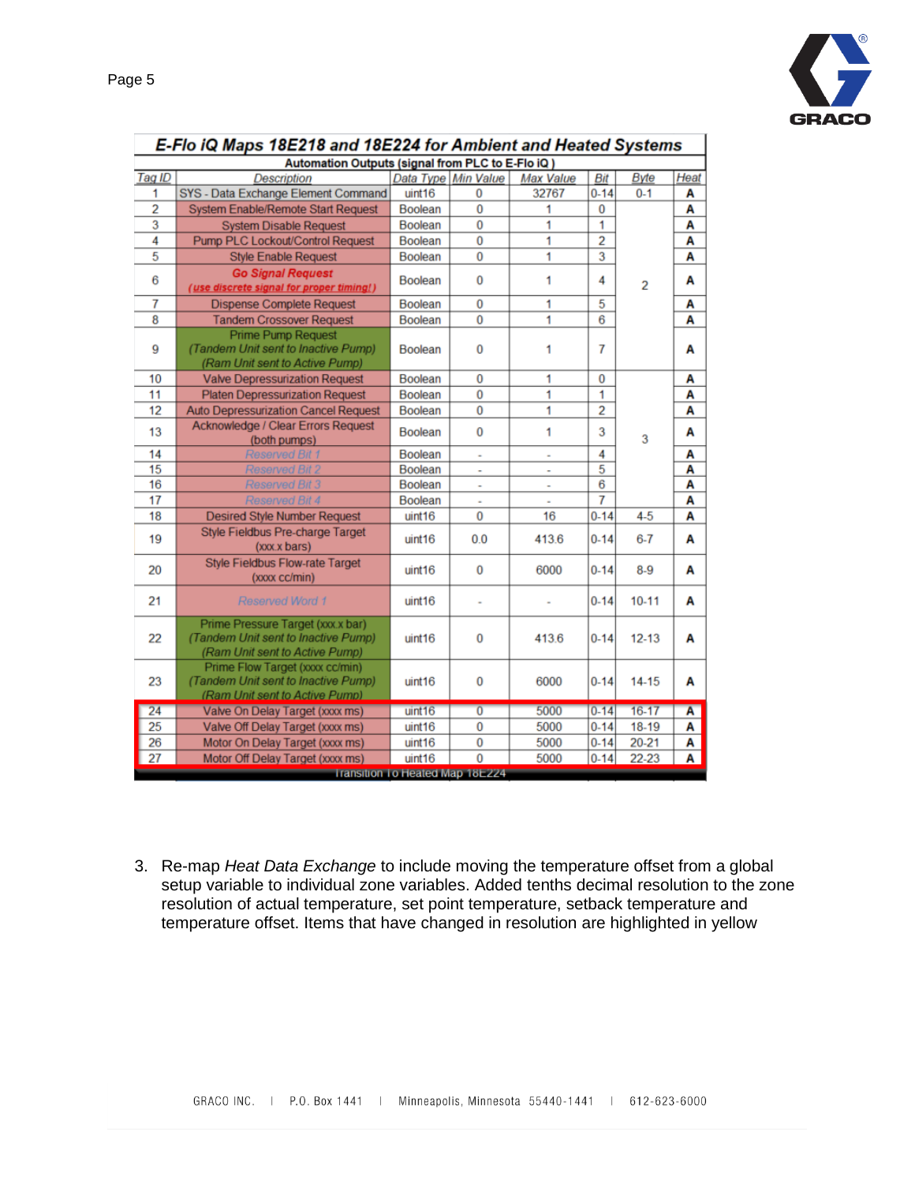| **E-Flo iQ Maps 18E218 and 18E224 for Ambient and Heated Systems** | | | | | | | |
|---|---|---|---|---|---|---|---|
| **Automation Outputs (signal from PLC to E-Flo iQ )** | | | | | | | |
| Tag ID | Description | Data Type | Min Value | Max Value | Bit | Byte | Heat |
| 1 | SYS - Data Exchange Element Command | uint16 | 0 | 32767 | 0-14 | 0-1 | A |
| 2 | System Enable/Remote Start Request | Boolean | 0 | 1 | 0 | 2 | A |
| 3 | System Disable Request | Boolean | 0 | 1 | 1 | | A |
| 4 | Pump PLC Lockout/Control Request | Boolean | 0 | 1 | 2 | | A |
| 5 | Style Enable Request | Boolean | 0 | 1 | 3 | | A |
| 6 | **Go Signal Request** (*use discrete signal for proper timing!*) | Boolean | 0 | 1 | 4 | | A |
| 7 | Dispense Complete Request | Boolean | 0 | 1 | 5 | | A |
| 8 | Tandem Crossover Request | Boolean | 0 | 1 | 6 | | A |
| 9 | Prime Pump Request (*Tandem Unit sent to Inactive Pump*) (*Ram Unit sent to Active Pump*) | Boolean | 0 | 1 | 7 | | A |
| 10 | Valve Depressurization Request | Boolean | 0 | 1 | 0 | 3 | A |
| 11 | Platen Depressurization Request | Boolean | 0 | 1 | 1 | | A |
| 12 | Auto Depressurization Cancel Request | Boolean | 0 | 1 | 2 | | A |
| 13 | Acknowledge / Clear Errors Request (both pumps) | Boolean | 0 | 1 | 3 | | A |
| 14 | Reserved Bit 1 | Boolean | - | - | 4 | | A |
| 15 | Reserved Bit 2 | Boolean | - | - | 5 | | A |
| 16 | Reserved Bit 3 | Boolean | - | - | 6 | | A |
| 17 | Reserved Bit 4 | Boolean | - | - | 7 | | A |
| 18 | Desired Style Number Request | uint16 | 0 | 16 | 0-14 | 4-5 | A |
| 19 | Style Fieldbus Pre-charge Target (xxx.x bars) | uint16 | 0.0 | 413.6 | 0-14 | 6-7 | A |
| 20 | Style Fieldbus Flow-rate Target (xxxx cc/min) | uint16 | 0 | 6000 | 0-14 | 8-9 | A |
| 21 | Reserved Word 1 | uint16 | - | - | 0-14 | 10-11 | A |
| 22 | Prime Pressure Target (xxx.x bar) (*Tandem Unit sent to Inactive Pump*) (*Ram Unit sent to Active Pump*) | uint16 | 0 | 413.6 | 0-14 | 12-13 | A |
| 23 | Prime Flow Target (xxxx cc/min) (*Tandem Unit sent to Inactive Pump*) (*Ram Unit sent to Active Pump*) | uint16 | 0 | 6000 | 0-14 | 14-15 | A |
| 24 | Valve On Delay Target (xxxx ms) | uint16 | 0 | 5000 | 0-14 | 16-17 | A |
| 25 | Valve Off Delay Target (xxxx ms) | uint16 | 0 | 5000 | 0-14 | 18-19 | A |
| 26 | Motor On Delay Target (xxxx ms) | uint16 | 0 | 5000 | 0-14 | 20-21 | A |
| 27 | Motor Off Delay Target (xxxx ms) | uint16 | 0 | 5000 | 0-14 | 22-23 | A |
| | Transition To Heated Map 18E224 | | | | | | |

3. Re-map *Heat Data Exchange* to include moving the temperature offset from a global setup variable to individual zone variables. Added tenths decimal resolution to the zone resolution of actual temperature, set point temperature, setback temperature and temperature offset. Items that have changed in resolution are highlighted in yellow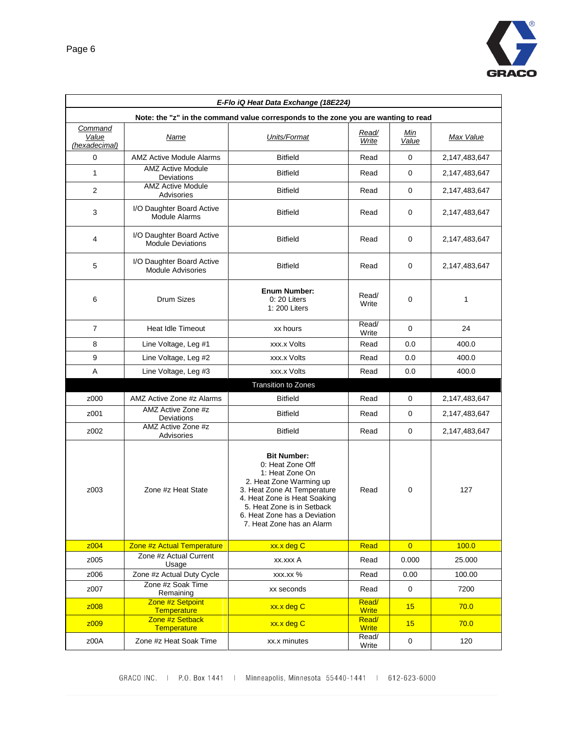| *E-Flo iQ Heat Data Exchange (18E224)* | | | | | |
|---|---|---|---|---|---|
| **Note: the "z" in the command value corresponds to the zone you are wanting to read** | | | | | |
| *Command Value (hexadecimal)* | *Name* | *Units/Format* | *Read/ Write* | *Min Value* | *Max Value* |
| 0 | AMZ Active Module Alarms | Bitfield | Read | 0 | 2,147,483,647 |
| 1 | AMZ Active Module Deviations | Bitfield | Read | 0 | 2,147,483,647 |
| 2 | AMZ Active Module Advisories | Bitfield | Read | 0 | 2,147,483,647 |
| 3 | I/O Daughter Board Active Module Alarms | Bitfield | Read | 0 | 2,147,483,647 |
| 4 | I/O Daughter Board Active Module Deviations | Bitfield | Read | 0 | 2,147,483,647 |
| 5 | I/O Daughter Board Active Module Advisories | Bitfield | Read | 0 | 2,147,483,647 |
| 6 | Drum Sizes | **Enum Number:** 0: 20 Liters 1: 200 Liters | Read/ Write | 0 | 1 |
| 7 | Heat Idle Timeout | xx hours | Read/ Write | 0 | 24 |
| 8 | Line Voltage, Leg #1 | xxx.x Volts | Read | 0.0 | 400.0 |
| 9 | Line Voltage, Leg #2 | xxx.x Volts | Read | 0.0 | 400.0 |
| A | Line Voltage, Leg #3 | xxx.x Volts | Read | 0.0 | 400.0 |
| Transition to Zones | | | | | |
| z000 | AMZ Active Zone #z Alarms | Bitfield | Read | 0 | 2,147,483,647 |
| z001 | AMZ Active Zone #z Deviations | Bitfield | Read | 0 | 2,147,483,647 |
| z002 | AMZ Active Zone #z Advisories | Bitfield | Read | 0 | 2,147,483,647 |
| z003 | Zone #z Heat State | **Bit Number:** 0: Heat Zone Off 1: Heat Zone On 2. Heat Zone Warming up 3. Heat Zone At Temperature 4. Heat Zone is Heat Soaking 5. Heat Zone is in Setback 6. Heat Zone has a Deviation 7. Heat Zone has an Alarm | Read | 0 | 127 |
| z004 | Zone #z Actual Temperature | xx.x deg C | Read | 0 | 100.0 |
| z005 | Zone #z Actual Current Usage | xx.xxx A | Read | 0.000 | 25.000 |
| z006 | Zone #z Actual Duty Cycle | xxx.xx % | Read | 0.00 | 100.00 |
| z007 | Zone #z Soak Time Remaining | xx seconds | Read | 0 | 7200 |
| z008 | Zone #z Setpoint Temperature | xx.x deg C | Read/ Write | 15 | 70.0 |
| z009 | Zone #z Setback Temperature | xx.x deg C | Read/ Write | 15 | 70.0 |
| z00A | Zone #z Heat Soak Time | xx.x minutes | Read/ Write | 0 | 120 |

GRACO INC. | P.O. Box 1441 | Minneapolis, Minnesota 55440-1441 | 612-623-6000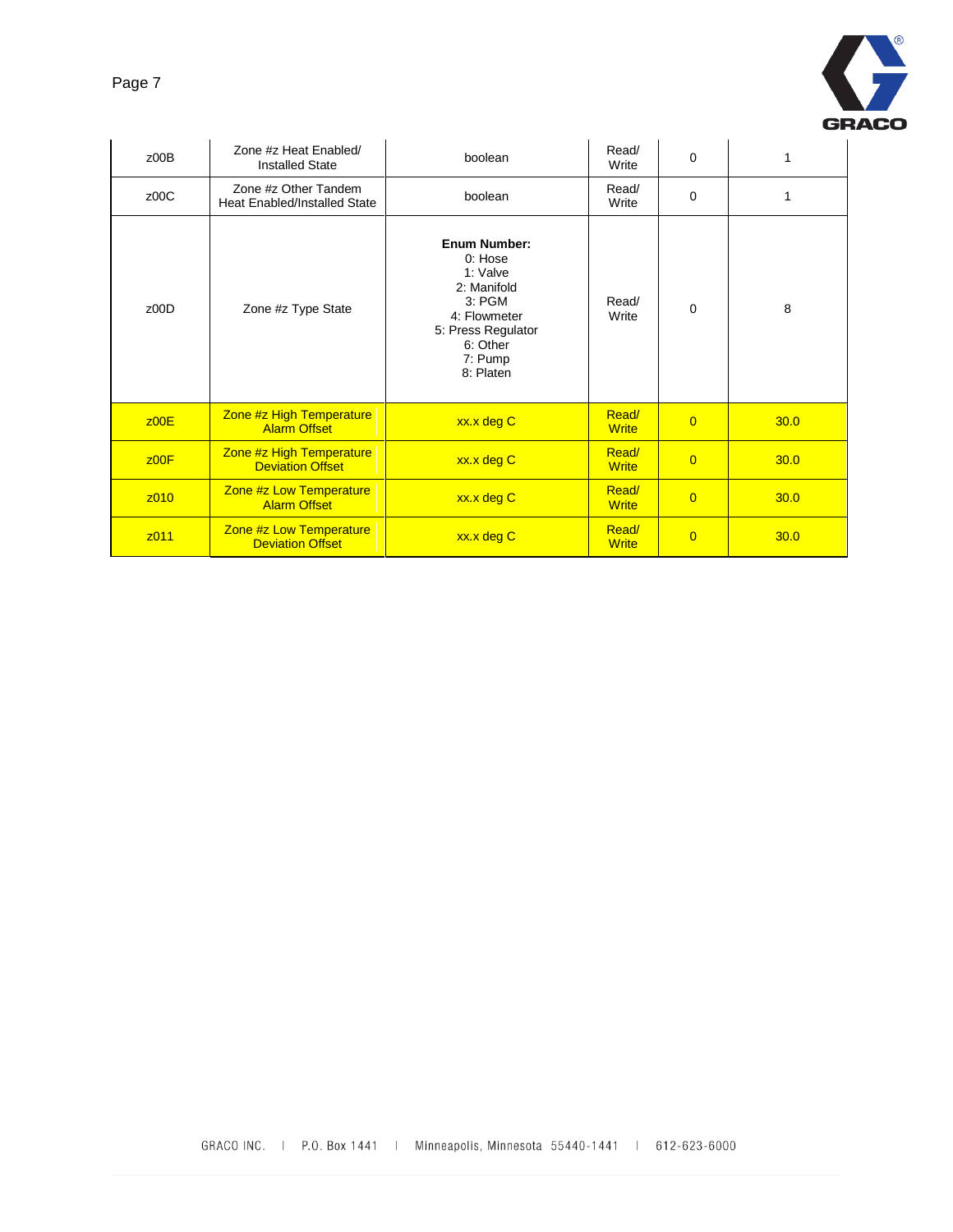| | | | | | |
|---|---|---|---|---|---|
| z00B | Zone #z Heat Enabled/ Installed State | boolean | Read/ Write | 0 | 1 |
| z00C | Zone #z Other Tandem Heat Enabled/Installed State | boolean | Read/ Write | 0 | 1 |
| z00D | Zone #z Type State | **Enum Number:** 0: Hose 1: Valve 2: Manifold 3: PGM 4: Flowmeter 5: Press Regulator 6: Other 7: Pump 8: Platen | Read/ Write | 0 | 8 |
| z00E | Zone #z High Temperature Alarm Offset | xx.x deg C | Read/ Write | 0 | 30.0 |
| z00F | Zone #z High Temperature Deviation Offset | xx.x deg C | Read/ Write | 0 | 30.0 |
| z010 | Zone #z Low Temperature Alarm Offset | xx.x deg C | Read/ Write | 0 | 30.0 |
| z011 | Zone #z Low Temperature Deviation Offset | xx.x deg C | Read/ Write | 0 | 30.0 |

GRACO INC. | P.O. Box 1441 | Minneapolis, Minnesota 55440-1441 | 612-623-6000